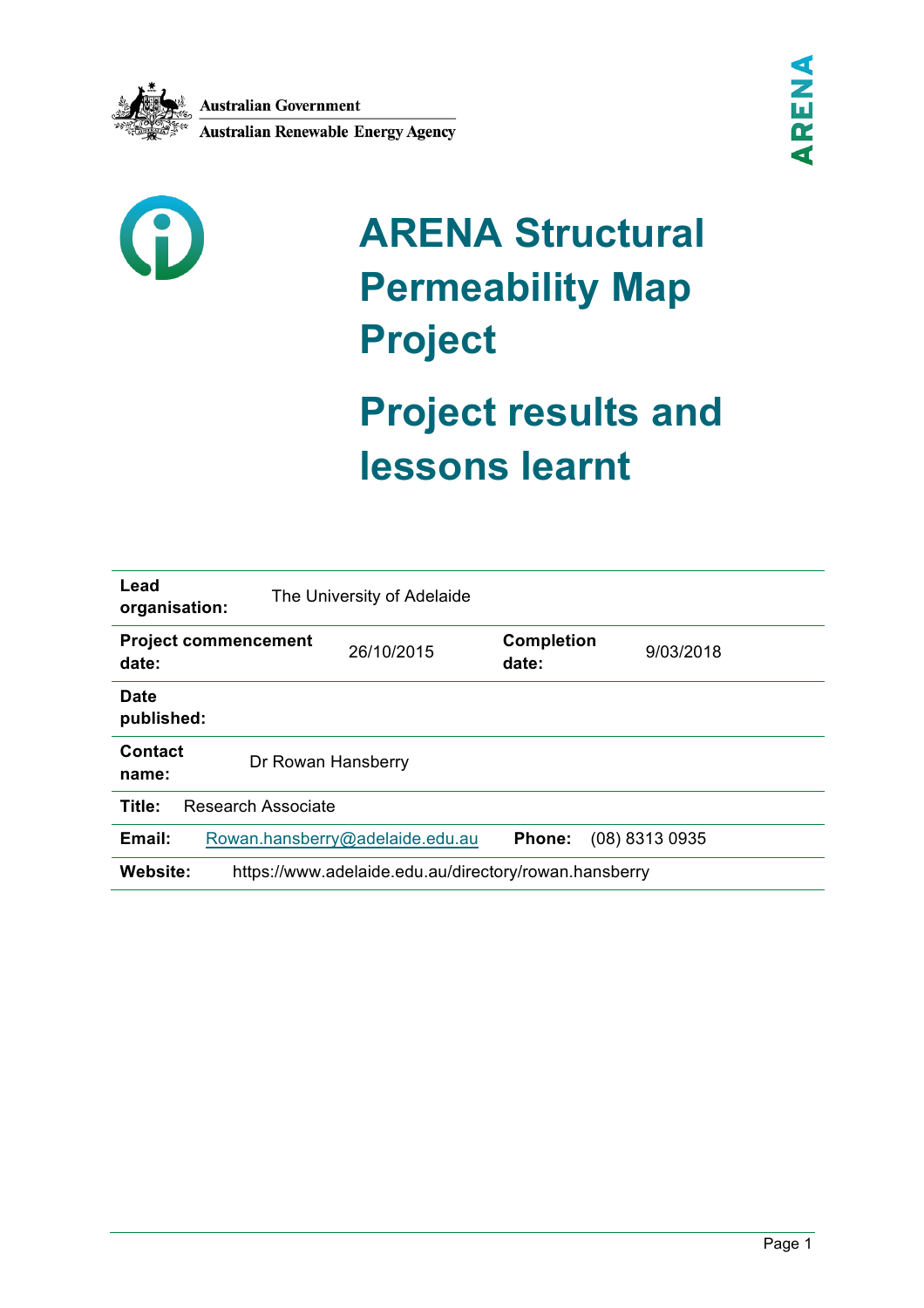Australian Government

Australian Renewable Energy Agency

ARENA

# ARENA Structural Permeability Map Project

# Project results and lessons learnt

| | | | |
|---|---|---|---|
| **Lead organisation:** | The University of Adelaide | | |
| **Project commencement date:** | 26/10/2015 | **Completion date:** | 9/03/2018 |
| **Date published:** | | | |
| **Contact name:** | Dr Rowan Hansberry | | |
| **Title:** | Research Associate | | |
| **Email:** | Rowan.hansberry@adelaide.edu.au | **Phone:** | (08) 8313 0935 |
| **Website:** | https://www.adelaide.edu.au/directory/rowan.hansberry | | |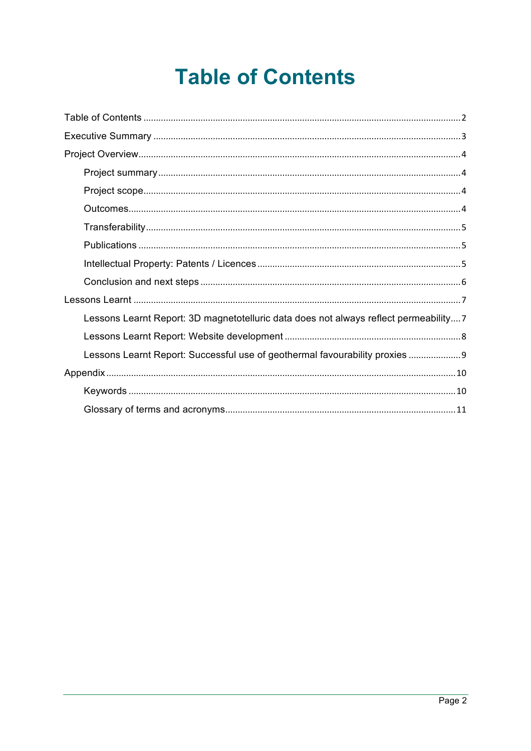# Table of Contents

Table of Contents ..... 2

Executive Summary ..... 3

Project Overview ..... 4

- Project summary ..... 4
- Project scope ..... 4
- Outcomes ..... 4
- Transferability ..... 5
- Publications ..... 5
- Intellectual Property: Patents / Licences ..... 5
- Conclusion and next steps ..... 6

Lessons Learnt ..... 7

- Lessons Learnt Report: 3D magnetotelluric data does not always reflect permeability ..... 7
- Lessons Learnt Report: Website development ..... 8
- Lessons Learnt Report: Successful use of geothermal favourability proxies ..... 9

Appendix ..... 10

- Keywords ..... 10
- Glossary of terms and acronyms ..... 11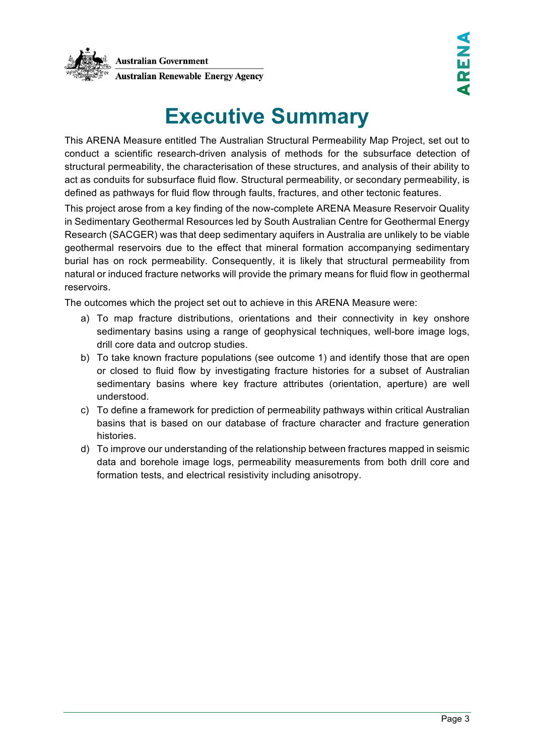# Executive Summary

This ARENA Measure entitled The Australian Structural Permeability Map Project, set out to conduct a scientific research-driven analysis of methods for the subsurface detection of structural permeability, the characterisation of these structures, and analysis of their ability to act as conduits for subsurface fluid flow. Structural permeability, or secondary permeability, is defined as pathways for fluid flow through faults, fractures, and other tectonic features.

This project arose from a key finding of the now-complete ARENA Measure Reservoir Quality in Sedimentary Geothermal Resources led by South Australian Centre for Geothermal Energy Research (SACGER) was that deep sedimentary aquifers in Australia are unlikely to be viable geothermal reservoirs due to the effect that mineral formation accompanying sedimentary burial has on rock permeability. Consequently, it is likely that structural permeability from natural or induced fracture networks will provide the primary means for fluid flow in geothermal reservoirs.

The outcomes which the project set out to achieve in this ARENA Measure were:

a) To map fracture distributions, orientations and their connectivity in key onshore sedimentary basins using a range of geophysical techniques, well-bore image logs, drill core data and outcrop studies.

b) To take known fracture populations (see outcome 1) and identify those that are open or closed to fluid flow by investigating fracture histories for a subset of Australian sedimentary basins where key fracture attributes (orientation, aperture) are well understood.

c) To define a framework for prediction of permeability pathways within critical Australian basins that is based on our database of fracture character and fracture generation histories.

d) To improve our understanding of the relationship between fractures mapped in seismic data and borehole image logs, permeability measurements from both drill core and formation tests, and electrical resistivity including anisotropy.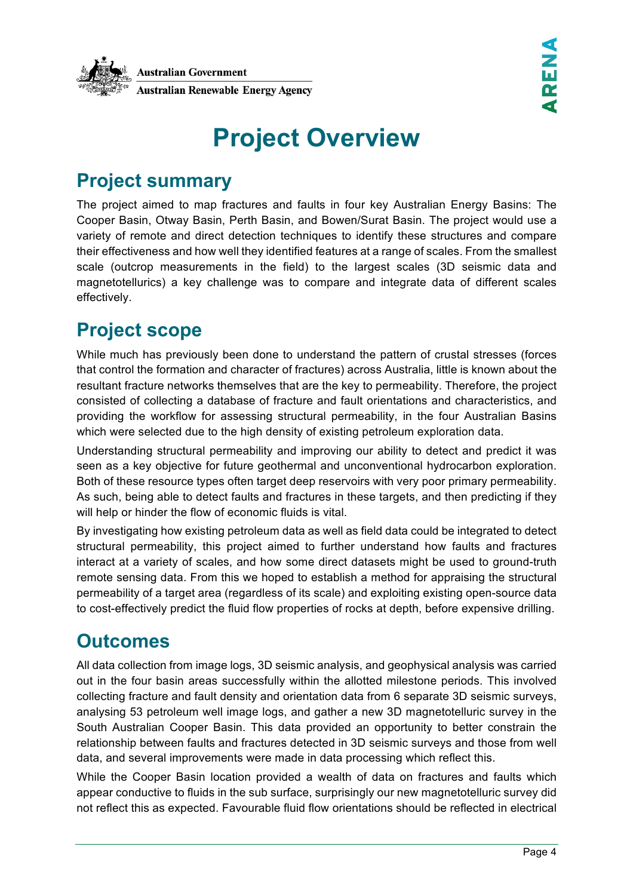# Project Overview

## Project summary

The project aimed to map fractures and faults in four key Australian Energy Basins: The Cooper Basin, Otway Basin, Perth Basin, and Bowen/Surat Basin. The project would use a variety of remote and direct detection techniques to identify these structures and compare their effectiveness and how well they identified features at a range of scales. From the smallest scale (outcrop measurements in the field) to the largest scales (3D seismic data and magnetotellurics) a key challenge was to compare and integrate data of different scales effectively.

## Project scope

While much has previously been done to understand the pattern of crustal stresses (forces that control the formation and character of fractures) across Australia, little is known about the resultant fracture networks themselves that are the key to permeability. Therefore, the project consisted of collecting a database of fracture and fault orientations and characteristics, and providing the workflow for assessing structural permeability, in the four Australian Basins which were selected due to the high density of existing petroleum exploration data.

Understanding structural permeability and improving our ability to detect and predict it was seen as a key objective for future geothermal and unconventional hydrocarbon exploration. Both of these resource types often target deep reservoirs with very poor primary permeability. As such, being able to detect faults and fractures in these targets, and then predicting if they will help or hinder the flow of economic fluids is vital.

By investigating how existing petroleum data as well as field data could be integrated to detect structural permeability, this project aimed to further understand how faults and fractures interact at a variety of scales, and how some direct datasets might be used to ground-truth remote sensing data. From this we hoped to establish a method for appraising the structural permeability of a target area (regardless of its scale) and exploiting existing open-source data to cost-effectively predict the fluid flow properties of rocks at depth, before expensive drilling.

## Outcomes

All data collection from image logs, 3D seismic analysis, and geophysical analysis was carried out in the four basin areas successfully within the allotted milestone periods. This involved collecting fracture and fault density and orientation data from 6 separate 3D seismic surveys, analysing 53 petroleum well image logs, and gather a new 3D magnetotelluric survey in the South Australian Cooper Basin. This data provided an opportunity to better constrain the relationship between faults and fractures detected in 3D seismic surveys and those from well data, and several improvements were made in data processing which reflect this.

While the Cooper Basin location provided a wealth of data on fractures and faults which appear conductive to fluids in the sub surface, surprisingly our new magnetotelluric survey did not reflect this as expected. Favourable fluid flow orientations should be reflected in electrical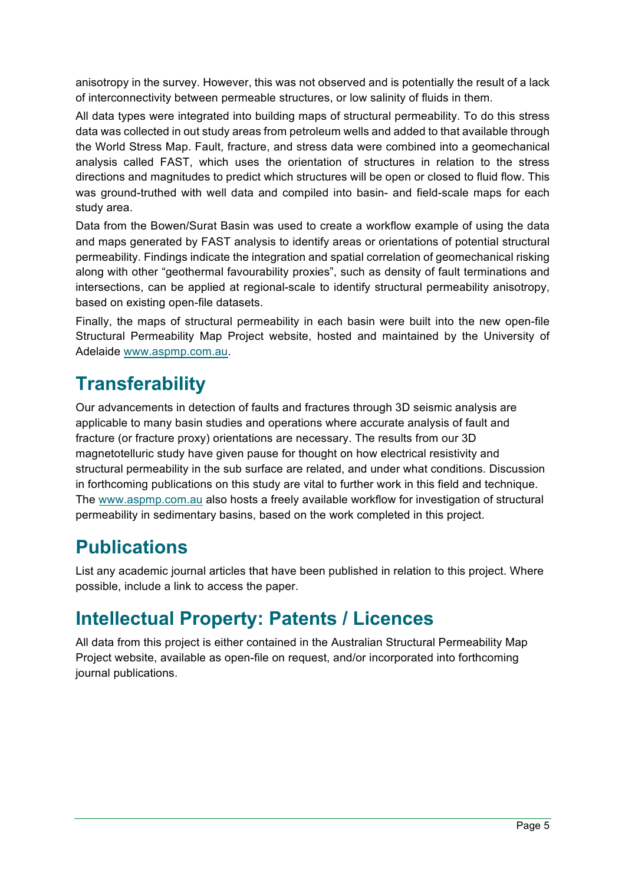anisotropy in the survey. However, this was not observed and is potentially the result of a lack of interconnectivity between permeable structures, or low salinity of fluids in them.

All data types were integrated into building maps of structural permeability. To do this stress data was collected in out study areas from petroleum wells and added to that available through the World Stress Map. Fault, fracture, and stress data were combined into a geomechanical analysis called FAST, which uses the orientation of structures in relation to the stress directions and magnitudes to predict which structures will be open or closed to fluid flow. This was ground-truthed with well data and compiled into basin- and field-scale maps for each study area.

Data from the Bowen/Surat Basin was used to create a workflow example of using the data and maps generated by FAST analysis to identify areas or orientations of potential structural permeability. Findings indicate the integration and spatial correlation of geomechanical risking along with other "geothermal favourability proxies", such as density of fault terminations and intersections, can be applied at regional-scale to identify structural permeability anisotropy, based on existing open-file datasets.

Finally, the maps of structural permeability in each basin were built into the new open-file Structural Permeability Map Project website, hosted and maintained by the University of Adelaide www.aspmp.com.au.

# Transferability

Our advancements in detection of faults and fractures through 3D seismic analysis are applicable to many basin studies and operations where accurate analysis of fault and fracture (or fracture proxy) orientations are necessary. The results from our 3D magnetotelluric study have given pause for thought on how electrical resistivity and structural permeability in the sub surface are related, and under what conditions. Discussion in forthcoming publications on this study are vital to further work in this field and technique. The www.aspmp.com.au also hosts a freely available workflow for investigation of structural permeability in sedimentary basins, based on the work completed in this project.

# Publications

List any academic journal articles that have been published in relation to this project. Where possible, include a link to access the paper.

# Intellectual Property: Patents / Licences

All data from this project is either contained in the Australian Structural Permeability Map Project website, available as open-file on request, and/or incorporated into forthcoming journal publications.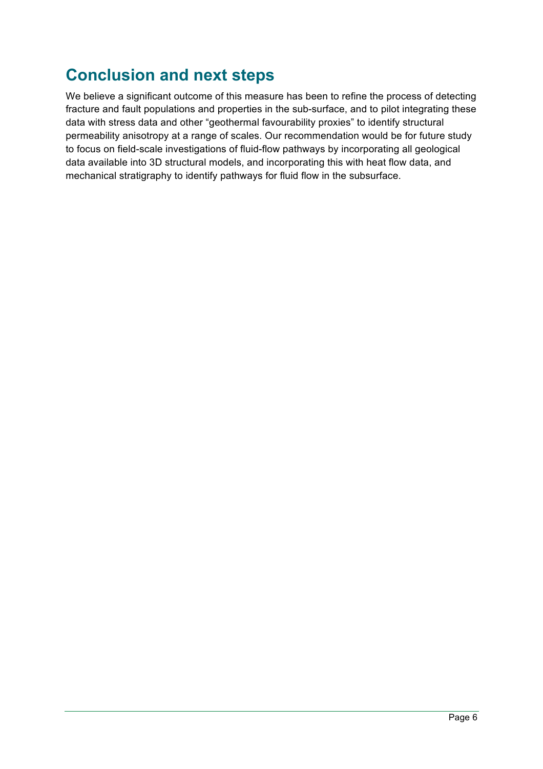## Conclusion and next steps

We believe a significant outcome of this measure has been to refine the process of detecting fracture and fault populations and properties in the sub-surface, and to pilot integrating these data with stress data and other "geothermal favourability proxies" to identify structural permeability anisotropy at a range of scales. Our recommendation would be for future study to focus on field-scale investigations of fluid-flow pathways by incorporating all geological data available into 3D structural models, and incorporating this with heat flow data, and mechanical stratigraphy to identify pathways for fluid flow in the subsurface.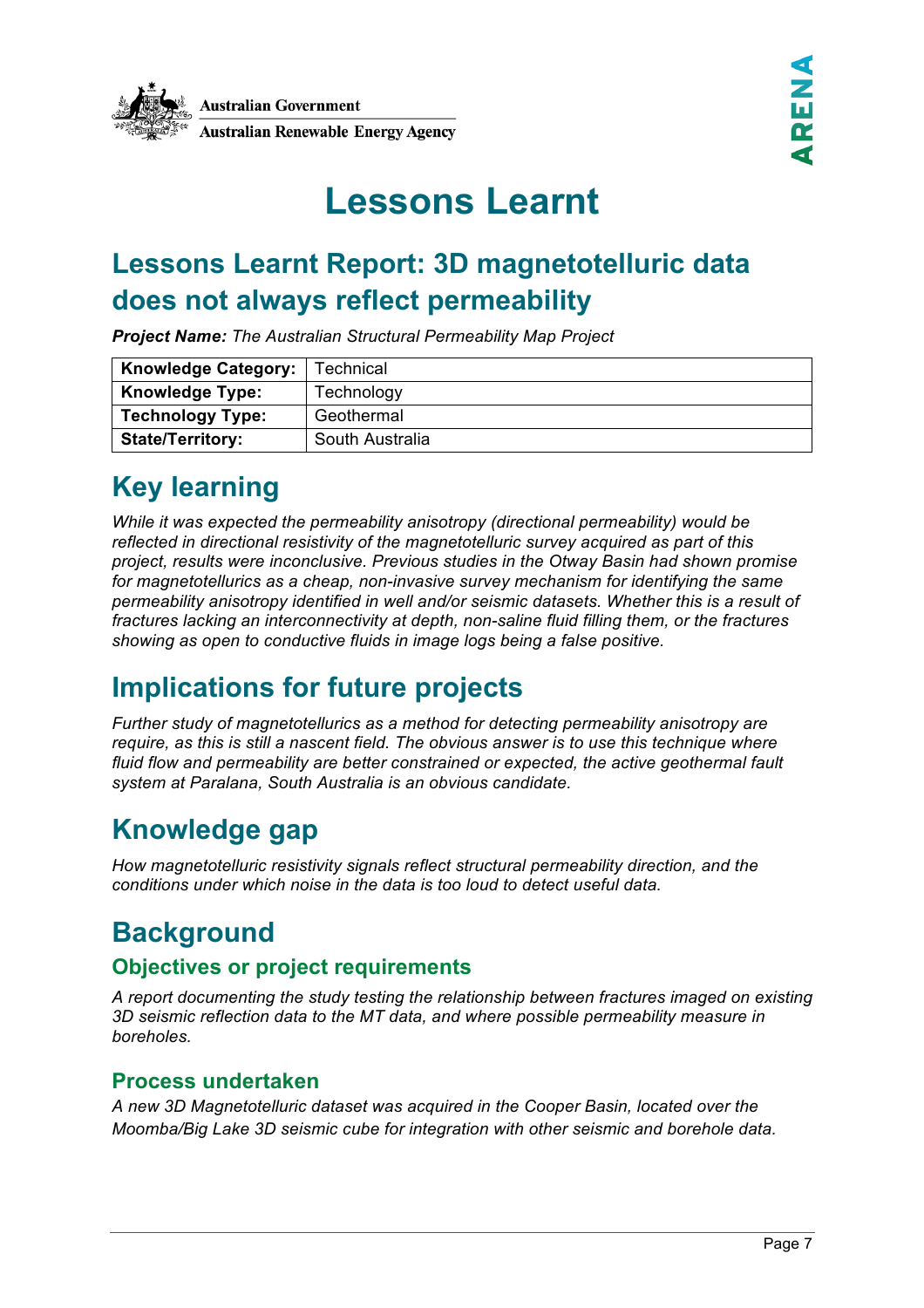Australian Government
Australian Renewable Energy Agency

ARENA

# Lessons Learnt

## Lessons Learnt Report: 3D magnetotelluric data does not always reflect permeability

***Project Name:*** *The Australian Structural Permeability Map Project*

| | |
|---|---|
| **Knowledge Category:** | Technical |
| **Knowledge Type:** | Technology |
| **Technology Type:** | Geothermal |
| **State/Territory:** | South Australia |

## Key learning

*While it was expected the permeability anisotropy (directional permeability) would be reflected in directional resistivity of the magnetotelluric survey acquired as part of this project, results were inconclusive. Previous studies in the Otway Basin had shown promise for magnetotellurics as a cheap, non-invasive survey mechanism for identifying the same permeability anisotropy identified in well and/or seismic datasets. Whether this is a result of fractures lacking an interconnectivity at depth, non-saline fluid filling them, or the fractures showing as open to conductive fluids in image logs being a false positive.*

## Implications for future projects

*Further study of magnetotellurics as a method for detecting permeability anisotropy are require, as this is still a nascent field. The obvious answer is to use this technique where fluid flow and permeability are better constrained or expected, the active geothermal fault system at Paralana, South Australia is an obvious candidate.*

## Knowledge gap

*How magnetotelluric resistivity signals reflect structural permeability direction, and the conditions under which noise in the data is too loud to detect useful data.*

## Background

### Objectives or project requirements

*A report documenting the study testing the relationship between fractures imaged on existing 3D seismic reflection data to the MT data, and where possible permeability measure in boreholes.*

### Process undertaken

*A new 3D Magnetotelluric dataset was acquired in the Cooper Basin, located over the Moomba/Big Lake 3D seismic cube for integration with other seismic and borehole data.*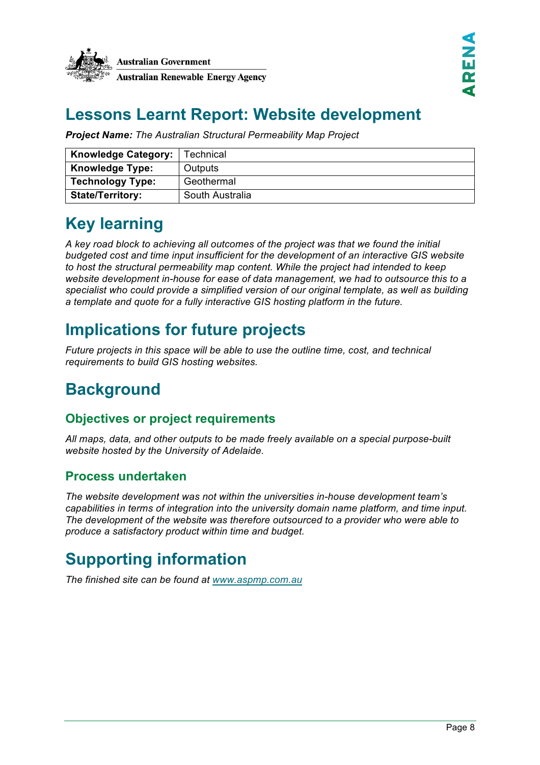# Lessons Learnt Report: Website development

***Project Name:*** *The Australian Structural Permeability Map Project*

| **Knowledge Category:** | Technical |
|---|---|
| **Knowledge Type:** | Outputs |
| **Technology Type:** | Geothermal |
| **State/Territory:** | South Australia |

# Key learning

*A key road block to achieving all outcomes of the project was that we found the initial budgeted cost and time input insufficient for the development of an interactive GIS website to host the structural permeability map content. While the project had intended to keep website development in-house for ease of data management, we had to outsource this to a specialist who could provide a simplified version of our original template, as well as building a template and quote for a fully interactive GIS hosting platform in the future.*

# Implications for future projects

*Future projects in this space will be able to use the outline time, cost, and technical requirements to build GIS hosting websites.*

# Background

## Objectives or project requirements

*All maps, data, and other outputs to be made freely available on a special purpose-built website hosted by the University of Adelaide.*

## Process undertaken

*The website development was not within the universities in-house development team's capabilities in terms of integration into the university domain name platform, and time input. The development of the website was therefore outsourced to a provider who were able to produce a satisfactory product within time and budget.*

# Supporting information

*The finished site can be found at [www.aspmp.com.au](www.aspmp.com.au)*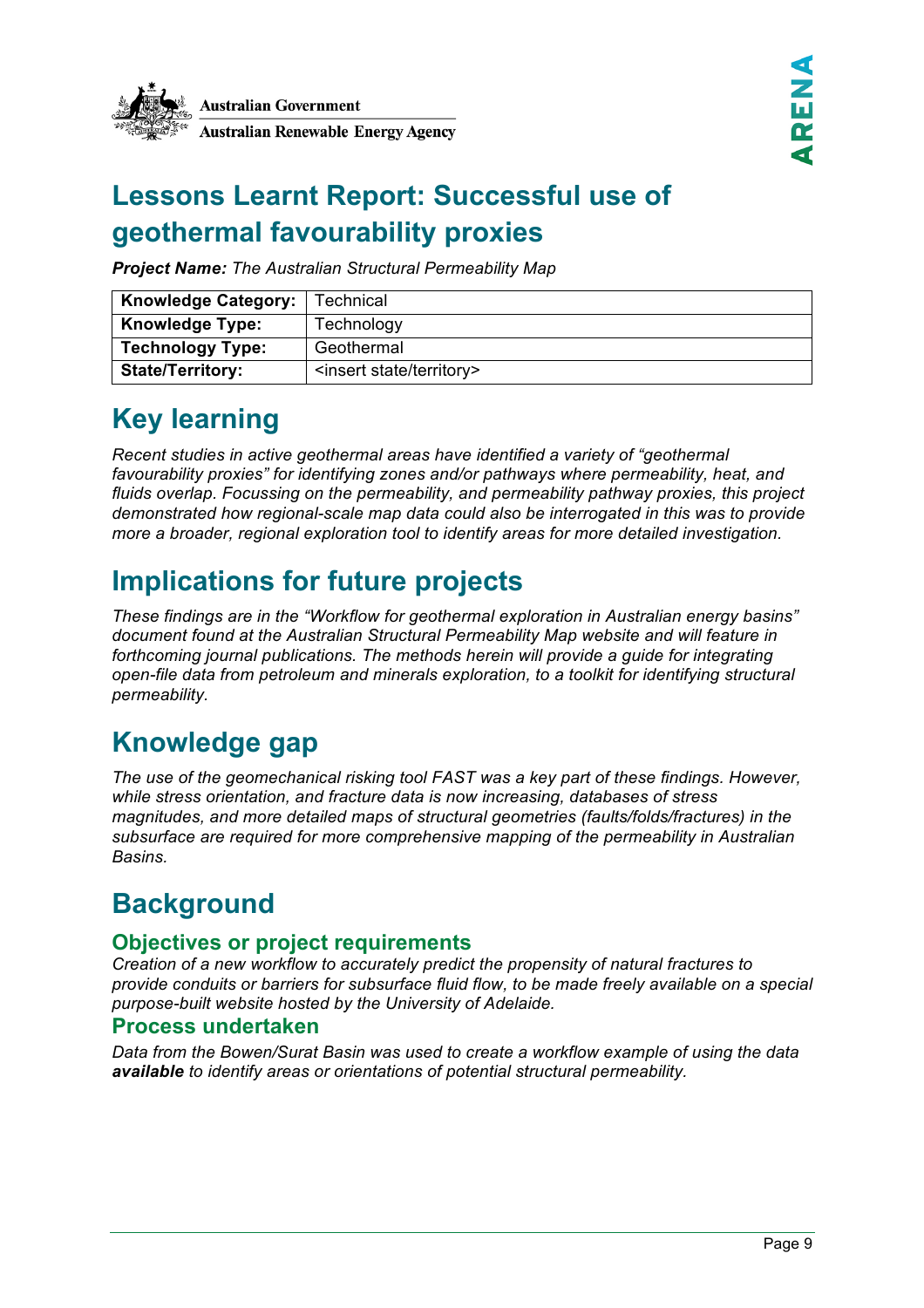# Lessons Learnt Report: Successful use of geothermal favourability proxies

***Project Name:*** *The Australian Structural Permeability Map*

| **Knowledge Category:** | Technical |
|---|---|
| **Knowledge Type:** | Technology |
| **Technology Type:** | Geothermal |
| **State/Territory:** | <insert state/territory> |

# Key learning

*Recent studies in active geothermal areas have identified a variety of "geothermal favourability proxies" for identifying zones and/or pathways where permeability, heat, and fluids overlap. Focussing on the permeability, and permeability pathway proxies, this project demonstrated how regional-scale map data could also be interrogated in this was to provide more a broader, regional exploration tool to identify areas for more detailed investigation.*

# Implications for future projects

*These findings are in the "Workflow for geothermal exploration in Australian energy basins" document found at the Australian Structural Permeability Map website and will feature in forthcoming journal publications. The methods herein will provide a guide for integrating open-file data from petroleum and minerals exploration, to a toolkit for identifying structural permeability.*

# Knowledge gap

*The use of the geomechanical risking tool FAST was a key part of these findings. However, while stress orientation, and fracture data is now increasing, databases of stress magnitudes, and more detailed maps of structural geometries (faults/folds/fractures) in the subsurface are required for more comprehensive mapping of the permeability in Australian Basins.*

# Background

## Objectives or project requirements

*Creation of a new workflow to accurately predict the propensity of natural fractures to provide conduits or barriers for subsurface fluid flow, to be made freely available on a special purpose-built website hosted by the University of Adelaide.*

## Process undertaken

*Data from the Bowen/Surat Basin was used to create a workflow example of using the data **available** to identify areas or orientations of potential structural permeability.*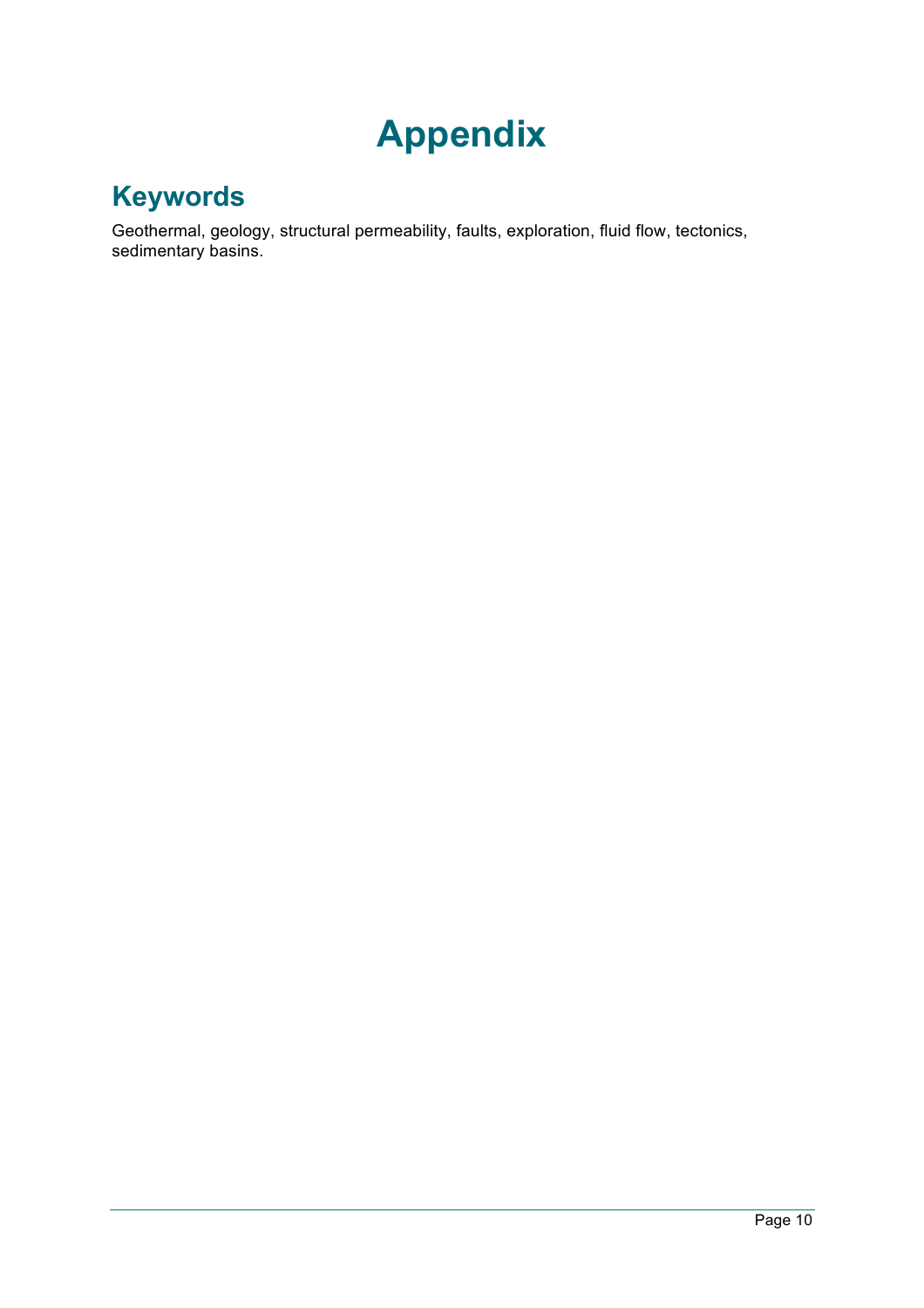# Appendix

## Keywords

Geothermal, geology, structural permeability, faults, exploration, fluid flow, tectonics, sedimentary basins.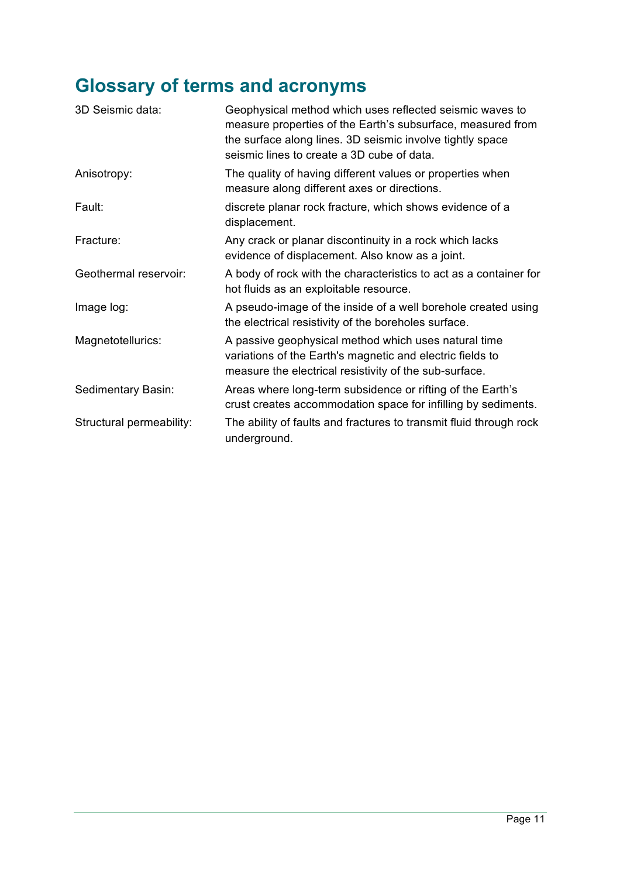## Glossary of terms and acronyms

| | |
|---|---|
| 3D Seismic data: | Geophysical method which uses reflected seismic waves to measure properties of the Earth's subsurface, measured from the surface along lines. 3D seismic involve tightly space seismic lines to create a 3D cube of data. |
| Anisotropy: | The quality of having different values or properties when measure along different axes or directions. |
| Fault: | discrete planar rock fracture, which shows evidence of a displacement. |
| Fracture: | Any crack or planar discontinuity in a rock which lacks evidence of displacement. Also know as a joint. |
| Geothermal reservoir: | A body of rock with the characteristics to act as a container for hot fluids as an exploitable resource. |
| Image log: | A pseudo-image of the inside of a well borehole created using the electrical resistivity of the boreholes surface. |
| Magnetotellurics: | A passive geophysical method which uses natural time variations of the Earth's magnetic and electric fields to measure the electrical resistivity of the sub-surface. |
| Sedimentary Basin: | Areas where long-term subsidence or rifting of the Earth's crust creates accommodation space for infilling by sediments. |
| Structural permeability: | The ability of faults and fractures to transmit fluid through rock underground. |